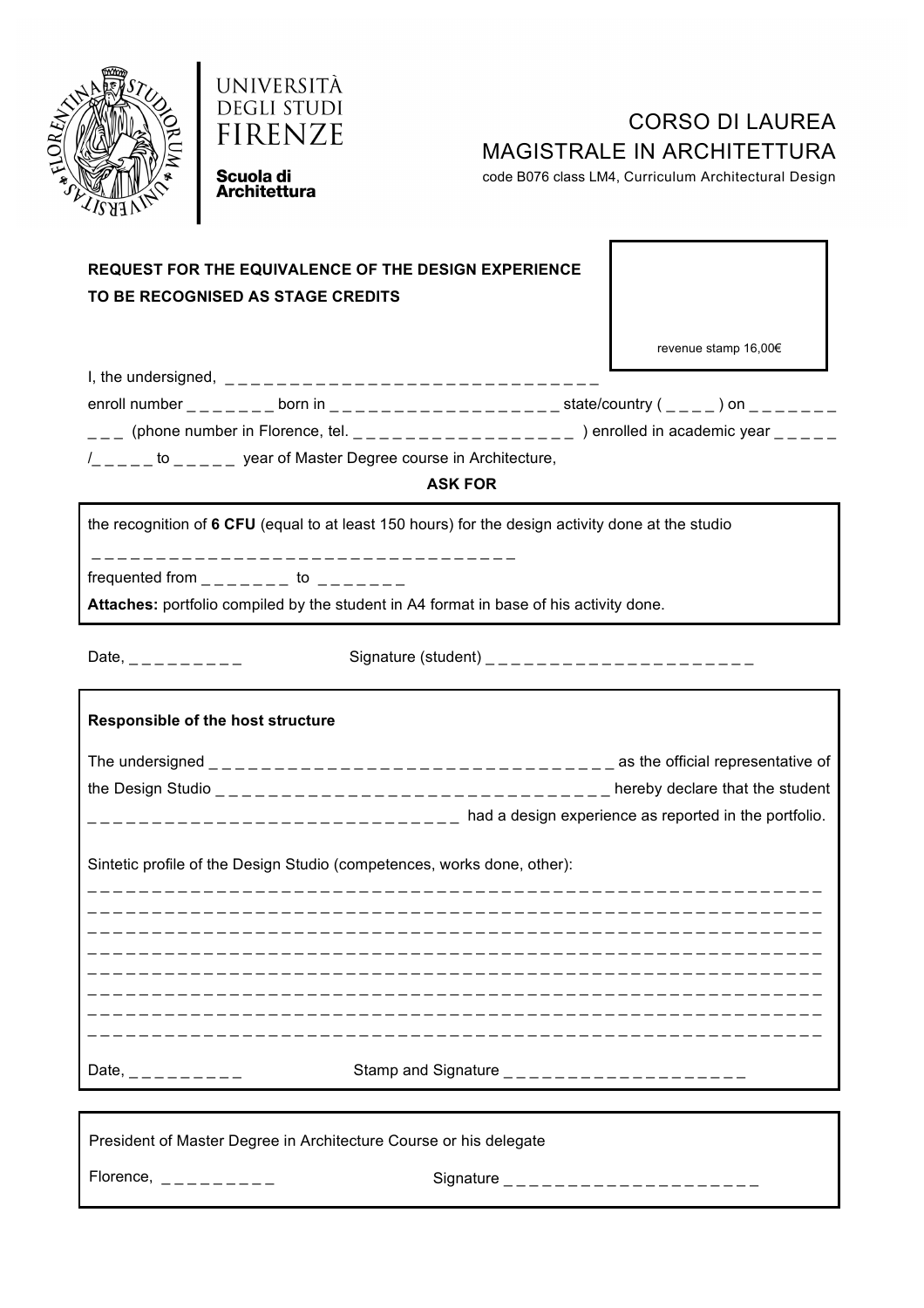UNIVERSITÀ DEGLI STUDI FIRENZE

**Scuola di Architettura**

# CORSO DI LAUREA MAGISTRALE IN ARCHITETTURA

code B076 class LM4, Curriculum Architectural Design

**REQUEST FOR THE EQUIVALENCE OF THE DESIGN EXPERIENCE TO BE RECOGNISED AS STAGE CREDITS**

revenue stamp 16,00€

I, the undersigned, _ _ _ _ _ _ _ _ _ _ _ _ _ _ _ _ _ _ _ _ _ _ _ _ _ _ _ _ _ _
enroll number _ _ _ _ _ _ _ born in _ _ _ _ _ _ _ _ _ _ _ _ _ _ _ _ _ _ _ state/country ( _ _ _ _ ) on _ _ _ _ _ _ _ _ _ _ (phone number in Florence, tel. _ _ _ _ _ _ _ _ _ _ _ _ _ _ _ _ _ _ _ ) enrolled in academic year _ _ _ _ _ /_ _ _ _ _ to _ _ _ _ _ year of Master Degree course in Architecture,

**ASK FOR**

the recognition of **6 CFU** (equal to at least 150 hours) for the design activity done at the studio
_ _ _ _ _ _ _ _ _ _ _ _ _ _ _ _ _ _ _ _ _ _ _ _ _ _ _ _ _ _ _ _ _ _ _ _
frequented from _ _ _ _ _ _ _ to _ _ _ _ _ _ _
**Attaches:** portfolio compiled by the student in A4 format in base of his activity done.

Date, _ _ _ _ _ _ _ _ _ Signature (student) _ _ _ _ _ _ _ _ _ _ _ _ _ _ _ _ _ _ _ _ _ _

**Responsible of the host structure**

The undersigned _ _ _ _ _ _ _ _ _ _ _ _ _ _ _ _ _ _ _ _ _ _ _ _ _ _ _ _ _ _ _ _ _ _ as the official representative of the Design Studio _ _ _ _ _ _ _ _ _ _ _ _ _ _ _ _ _ _ _ _ _ _ _ _ _ _ _ _ _ _ _ _ _ _ hereby declare that the student _ _ _ _ _ _ _ _ _ _ _ _ _ _ _ _ _ _ _ _ _ _ _ _ _ _ _ _ _ _ _ _ had a design experience as reported in the portfolio.

Sintetic profile of the Design Studio (competences, works done, other):
_ _ _ _ _ _ _ _ _ _ _ _ _ _ _ _ _ _ _ _ _ _ _ _ _ _ _ _ _ _ _ _ _ _ _ _ _ _ _ _ _ _ _ _ _ _ _ _ _ _ _ _ _ _ _ _ _ _ _ _ _ _ _ _
_ _ _ _ _ _ _ _ _ _ _ _ _ _ _ _ _ _ _ _ _ _ _ _ _ _ _ _ _ _ _ _ _ _ _ _ _ _ _ _ _ _ _ _ _ _ _ _ _ _ _ _ _ _ _ _ _ _ _ _ _ _ _ _
_ _ _ _ _ _ _ _ _ _ _ _ _ _ _ _ _ _ _ _ _ _ _ _ _ _ _ _ _ _ _ _ _ _ _ _ _ _ _ _ _ _ _ _ _ _ _ _ _ _ _ _ _ _ _ _ _ _ _ _ _ _ _ _
_ _ _ _ _ _ _ _ _ _ _ _ _ _ _ _ _ _ _ _ _ _ _ _ _ _ _ _ _ _ _ _ _ _ _ _ _ _ _ _ _ _ _ _ _ _ _ _ _ _ _ _ _ _ _ _ _ _ _ _ _ _ _ _
_ _ _ _ _ _ _ _ _ _ _ _ _ _ _ _ _ _ _ _ _ _ _ _ _ _ _ _ _ _ _ _ _ _ _ _ _ _ _ _ _ _ _ _ _ _ _ _ _ _ _ _ _ _ _ _ _ _ _ _ _ _ _ _
_ _ _ _ _ _ _ _ _ _ _ _ _ _ _ _ _ _ _ _ _ _ _ _ _ _ _ _ _ _ _ _ _ _ _ _ _ _ _ _ _ _ _ _ _ _ _ _ _ _ _ _ _ _ _ _ _ _ _ _ _ _ _ _
_ _ _ _ _ _ _ _ _ _ _ _ _ _ _ _ _ _ _ _ _ _ _ _ _ _ _ _ _ _ _ _ _ _ _ _ _ _ _ _ _ _ _ _ _ _ _ _ _ _ _ _ _ _ _ _ _ _ _ _ _ _ _ _
_ _ _ _ _ _ _ _ _ _ _ _ _ _ _ _ _ _ _ _ _ _ _ _ _ _ _ _ _ _ _ _ _ _ _ _ _ _ _ _ _ _ _ _ _ _ _ _ _ _ _ _ _ _ _ _ _ _ _ _ _ _ _ _

Date, _ _ _ _ _ _ _ _ _ Stamp and Signature _ _ _ _ _ _ _ _ _ _ _ _ _ _ _ _ _ _ _ _

President of Master Degree in Architecture Course or his delegate

Florence, _ _ _ _ _ _ _ _ _ Signature _ _ _ _ _ _ _ _ _ _ _ _ _ _ _ _ _ _ _ _ _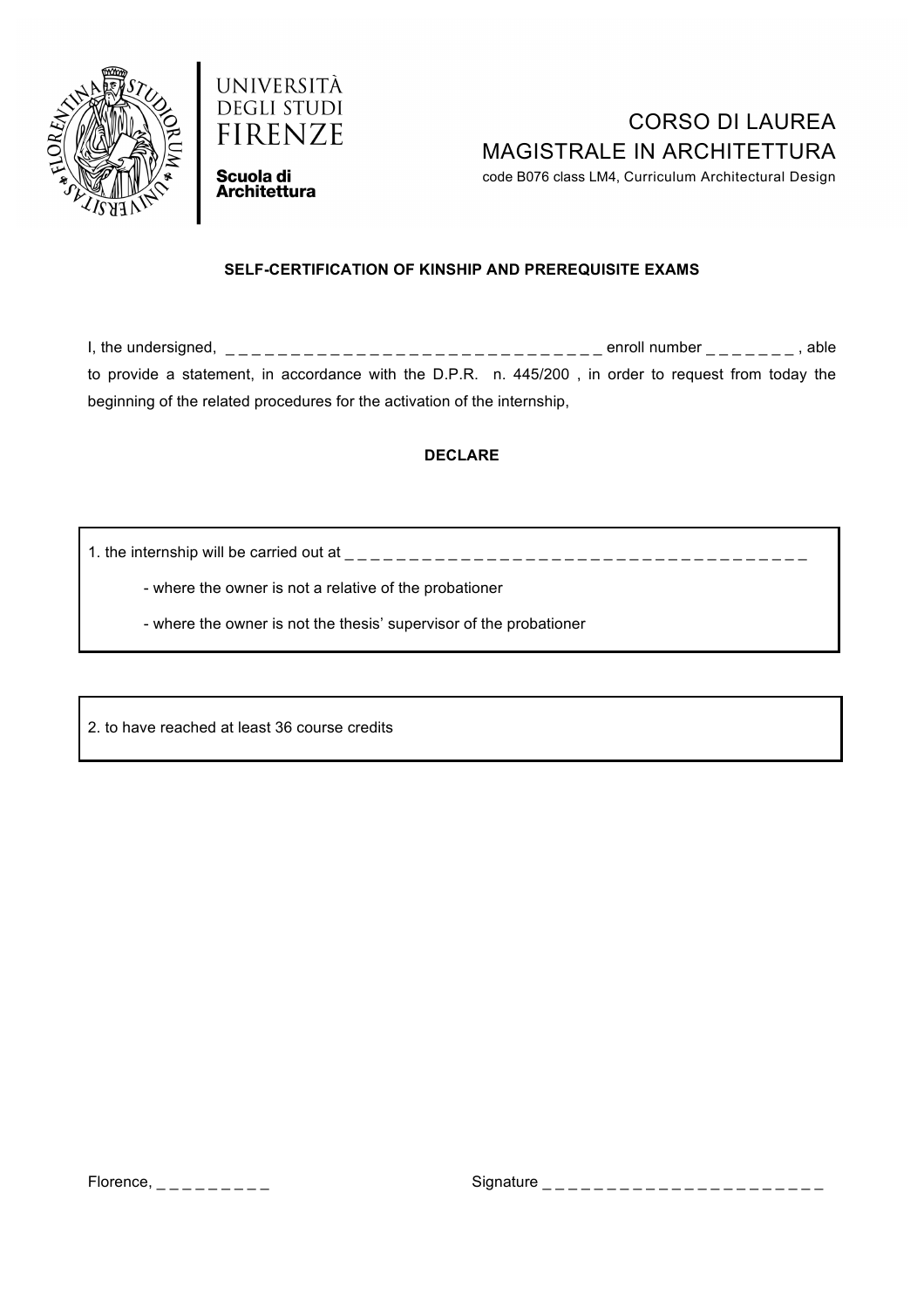UNIVERSITÀ DEGLI STUDI FIRENZE

**Scuola di Architettura**

CORSO DI LAUREA MAGISTRALE IN ARCHITETTURA

code B076 class LM4, Curriculum Architectural Design

**SELF-CERTIFICATION OF KINSHIP AND PREREQUISITE EXAMS**

I, the undersigned, _ _ _ _ _ _ _ _ _ _ _ _ _ _ _ _ _ _ _ _ _ _ _ _ _ _ _ _ _ _ enroll number _ _ _ _ _ _ _ , able to provide a statement, in accordance with the D.P.R. n. 445/200 , in order to request from today the beginning of the related procedures for the activation of the internship,

**DECLARE**

1. the internship will be carried out at _ _ _ _ _ _ _ _ _ _ _ _ _ _ _ _ _ _ _ _ _ _ _ _ _ _ _ _ _ _ _ _ _ _ _ _ _ _ _ _

    - where the owner is not a relative of the probationer

    - where the owner is not the thesis' supervisor of the probationer

2. to have reached at least 36 course credits

Florence, _ _ _ _ _ _ _ _ _

Signature _ _ _ _ _ _ _ _ _ _ _ _ _ _ _ _ _ _ _ _ _ _ _